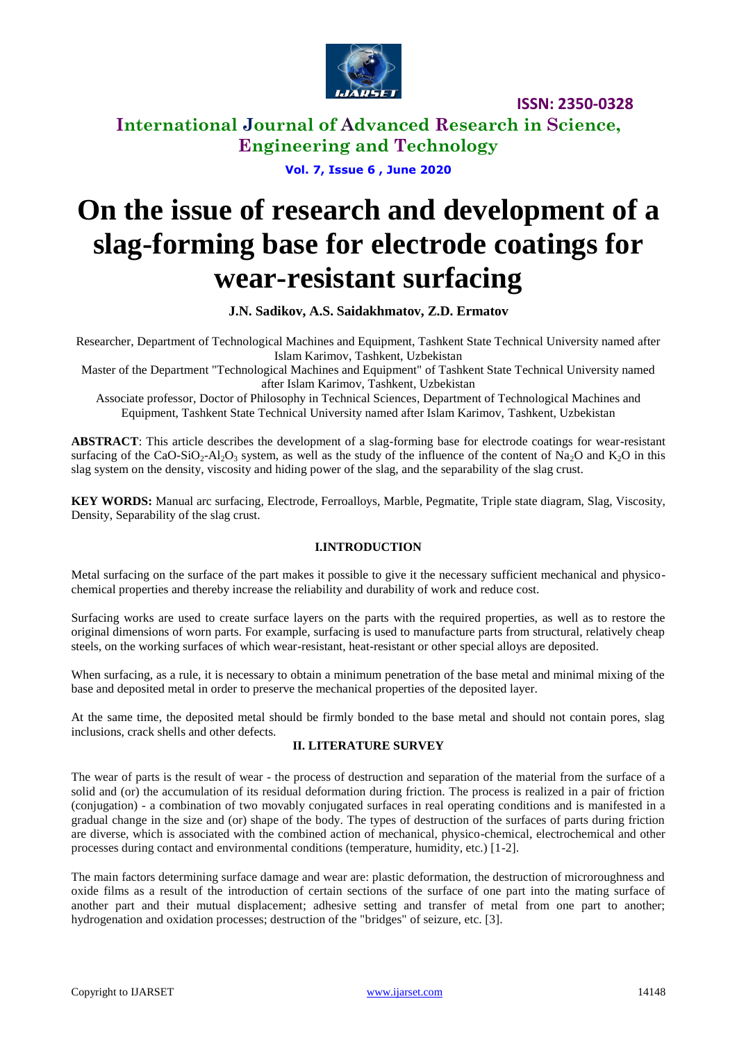# On the issue of research and development of a slag-forming base for electrode coatings for wear-resistant surfacing

**J.N. Sadikov, A.S. Saidakhmatov, Z.D. Ermatov**

Researcher, Department of Technological Machines and Equipment, Tashkent State Technical University named after Islam Karimov, Tashkent, Uzbekistan

Master of the Department "Technological Machines and Equipment" of Tashkent State Technical University named after Islam Karimov, Tashkent, Uzbekistan

Associate professor, Doctor of Philosophy in Technical Sciences, Department of Technological Machines and Equipment, Tashkent State Technical University named after Islam Karimov, Tashkent, Uzbekistan

**ABSTRACT**: This article describes the development of a slag-forming base for electrode coatings for wear-resistant surfacing of the $CaO$-$SiO_2$-$Al_2O_3$ system, as well as the study of the influence of the content of $Na_2O$ and $K_2O$ in this slag system on the density, viscosity and hiding power of the slag, and the separability of the slag crust.

**KEY WORDS:** Manual arc surfacing, Electrode, Ferroalloys, Marble, Pegmatite, Triple state diagram, Slag, Viscosity, Density, Separability of the slag crust.

## I.INTRODUCTION

Metal surfacing on the surface of the part makes it possible to give it the necessary sufficient mechanical and physico-chemical properties and thereby increase the reliability and durability of work and reduce cost.

Surfacing works are used to create surface layers on the parts with the required properties, as well as to restore the original dimensions of worn parts. For example, surfacing is used to manufacture parts from structural, relatively cheap steels, on the working surfaces of which wear-resistant, heat-resistant or other special alloys are deposited.

When surfacing, as a rule, it is necessary to obtain a minimum penetration of the base metal and minimal mixing of the base and deposited metal in order to preserve the mechanical properties of the deposited layer.

At the same time, the deposited metal should be firmly bonded to the base metal and should not contain pores, slag inclusions, crack shells and other defects.

## II. LITERATURE SURVEY

The wear of parts is the result of wear - the process of destruction and separation of the material from the surface of a solid and (or) the accumulation of its residual deformation during friction. The process is realized in a pair of friction (conjugation) - a combination of two movably conjugated surfaces in real operating conditions and is manifested in a gradual change in the size and (or) shape of the body. The types of destruction of the surfaces of parts during friction are diverse, which is associated with the combined action of mechanical, physico-chemical, electrochemical and other processes during contact and environmental conditions (temperature, humidity, etc.) [1-2].

The main factors determining surface damage and wear are: plastic deformation, the destruction of microroughness and oxide films as a result of the introduction of certain sections of the surface of one part into the mating surface of another part and their mutual displacement; adhesive setting and transfer of metal from one part to another; hydrogenation and oxidation processes; destruction of the "bridges" of seizure, etc. [3].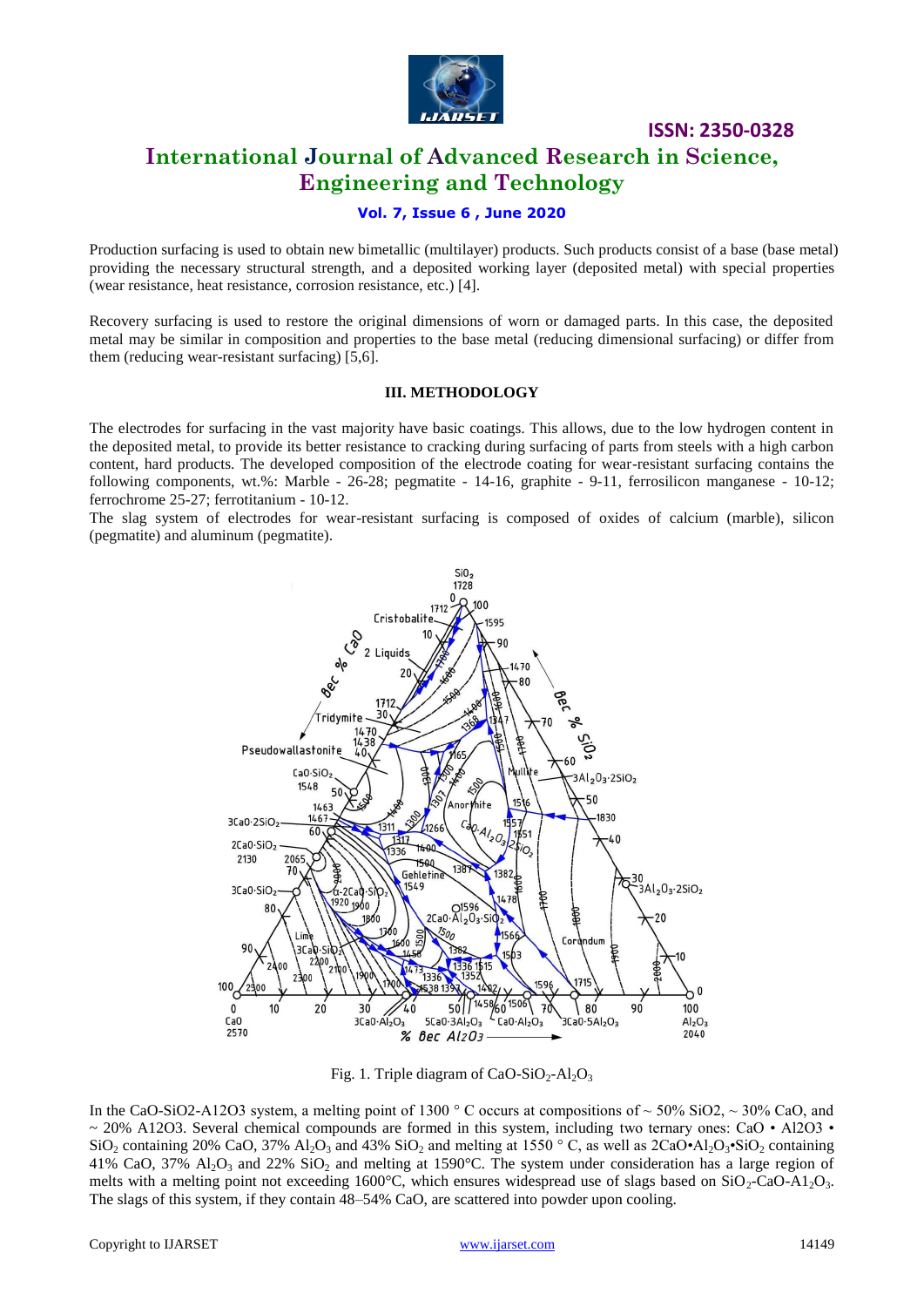Production surfacing is used to obtain new bimetallic (multilayer) products. Such products consist of a base (base metal) providing the necessary structural strength, and a deposited working layer (deposited metal) with special properties (wear resistance, heat resistance, corrosion resistance, etc.) [4].

Recovery surfacing is used to restore the original dimensions of worn or damaged parts. In this case, the deposited metal may be similar in composition and properties to the base metal (reducing dimensional surfacing) or differ from them (reducing wear-resistant surfacing) [5,6].

## III. METHODOLOGY

The electrodes for surfacing in the vast majority have basic coatings. This allows, due to the low hydrogen content in the deposited metal, to provide its better resistance to cracking during surfacing of parts from steels with a high carbon content, hard products. The developed composition of the electrode coating for wear-resistant surfacing contains the following components, wt.%: Marble - 26-28; pegmatite - 14-16, graphite - 9-11, ferrosilicon manganese - 10-12; ferrochrome 25-27; ferrotitanium - 10-12.
The slag system of electrodes for wear-resistant surfacing is composed of oxides of calcium (marble), silicon (pegmatite) and aluminum (pegmatite).

Fig. 1. Triple diagram of $CaO$-$SiO_2$-$Al_2O_3$

In the CaO-SiO2-A12O3 system, a melting point of 1300 ° C occurs at compositions of ~ 50% SiO2, ~ 30% CaO, and ~ 20% A12O3. Several chemical compounds are formed in this system, including two ternary ones: $CaO \cdot Al_2O_3 \cdot SiO_2$ containing 20% CaO, 37% $Al_2O_3$ and 43% $SiO_2$ and melting at 1550 ° C, as well as $2CaO \cdot Al_2O_3 \cdot SiO_2$ containing 41% CaO, 37% $Al_2O_3$ and 22% $SiO_2$ and melting at 1590°C. The system under consideration has a large region of melts with a melting point not exceeding 1600°C, which ensures widespread use of slags based on $SiO_2$-CaO-$A1_2O_3$. The slags of this system, if they contain 48–54% CaO, are scattered into powder upon cooling.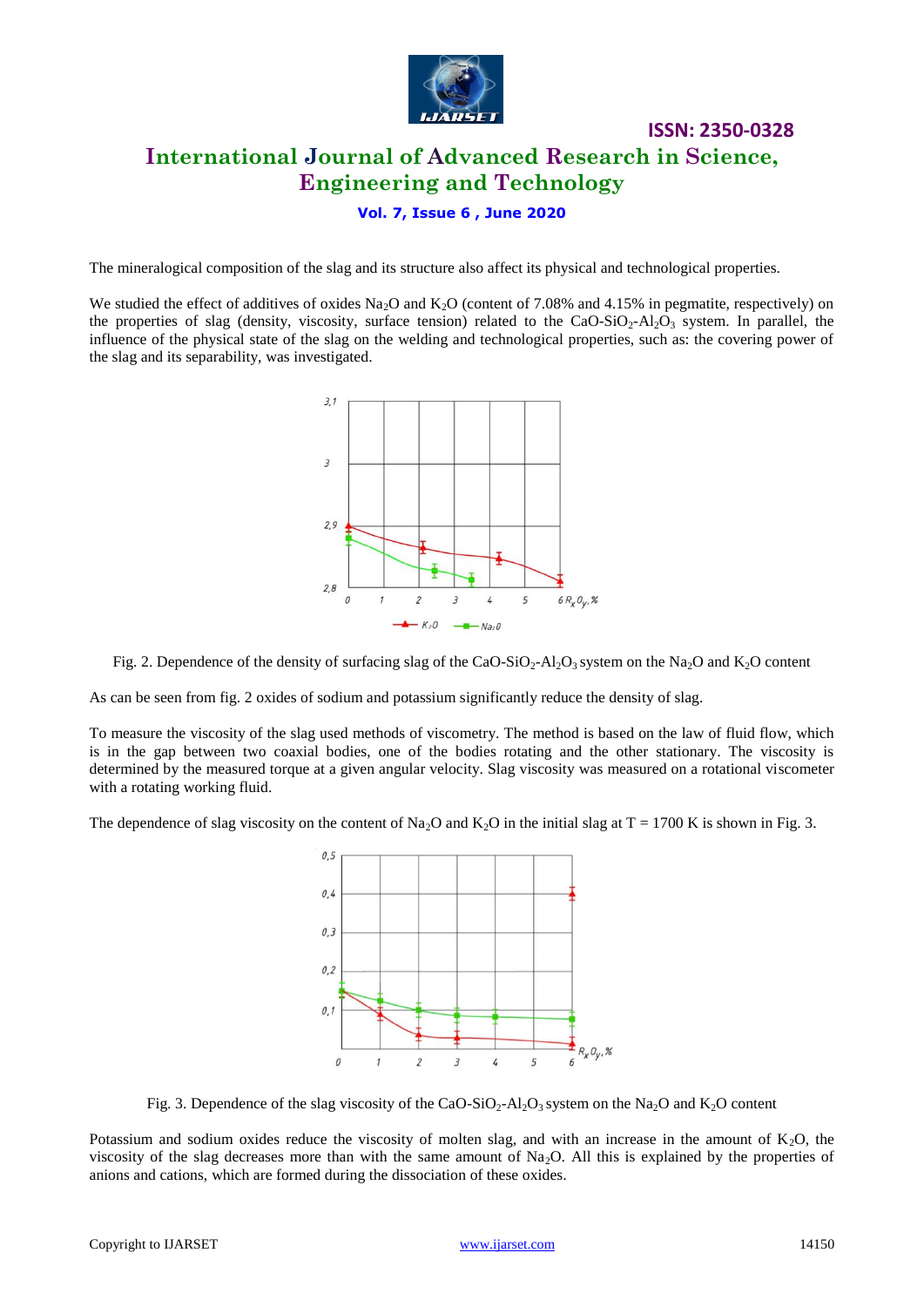The mineralogical composition of the slag and its structure also affect its physical and technological properties.

We studied the effect of additives of oxides $Na_2O$ and $K_2O$ (content of 7.08% and 4.15% in pegmatite, respectively) on the properties of slag (density, viscosity, surface tension) related to the $CaO$-$SiO_2$-$Al_2O_3$ system. In parallel, the influence of the physical state of the slag on the welding and technological properties, such as: the covering power of the slag and its separability, was investigated.

Fig. 2. Dependence of the density of surfacing slag of the $CaO$-$SiO_2$-$Al_2O_3$ system on the $Na_2O$ and $K_2O$ content

As can be seen from fig. 2 oxides of sodium and potassium significantly reduce the density of slag.

To measure the viscosity of the slag used methods of viscometry. The method is based on the law of fluid flow, which is in the gap between two coaxial bodies, one of the bodies rotating and the other stationary. The viscosity is determined by the measured torque at a given angular velocity. Slag viscosity was measured on a rotational viscometer with a rotating working fluid.

The dependence of slag viscosity on the content of $Na_2O$ and $K_2O$ in the initial slag at T = 1700 K is shown in Fig. 3.

Fig. 3. Dependence of the slag viscosity of the $CaO$-$SiO_2$-$Al_2O_3$ system on the $Na_2O$ and $K_2O$ content

Potassium and sodium oxides reduce the viscosity of molten slag, and with an increase in the amount of $K_2O$, the viscosity of the slag decreases more than with the same amount of $Na_2O$. All this is explained by the properties of anions and cations, which are formed during the dissociation of these oxides.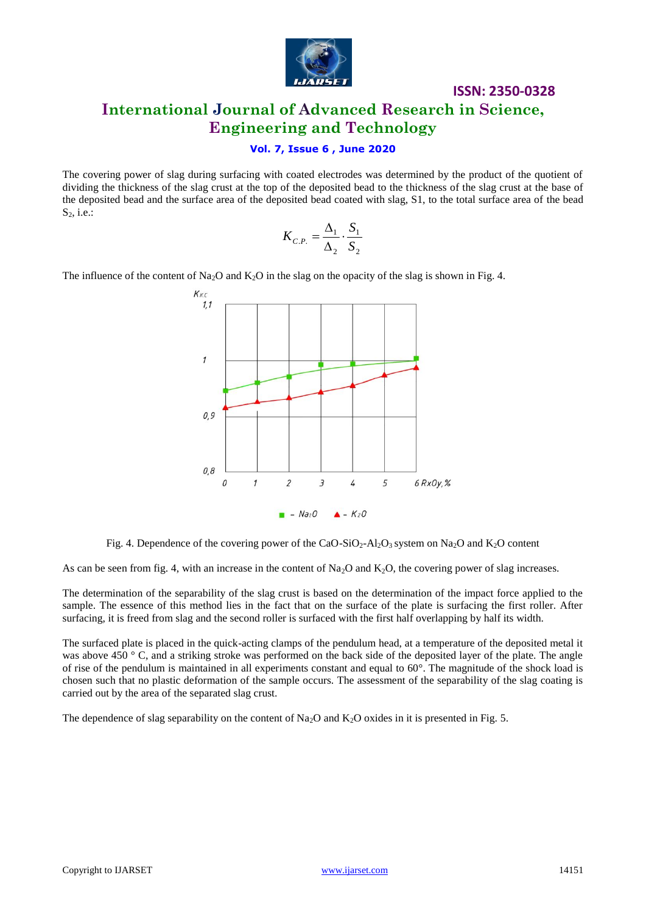The covering power of slag during surfacing with coated electrodes was determined by the product of the quotient of dividing the thickness of the slag crust at the top of the deposited bead to the thickness of the slag crust at the base of the deposited bead and the surface area of the deposited bead coated with slag, S1, to the total surface area of the bead $S_2$, i.e.:

$$K_{C.P.} = \frac{\Delta_1}{\Delta_2} \cdot \frac{S_1}{S_2}$$

The influence of the content of $Na_2O$ and $K_2O$ in the slag on the opacity of the slag is shown in Fig. 4.

Fig. 4. Dependence of the covering power of the $CaO$-$SiO_2$-$Al_2O_3$ system on $Na_2O$ and $K_2O$ content

As can be seen from fig. 4, with an increase in the content of $Na_2O$ and $K_2O$, the covering power of slag increases.

The determination of the separability of the slag crust is based on the determination of the impact force applied to the sample. The essence of this method lies in the fact that on the surface of the plate is surfacing the first roller. After surfacing, it is freed from slag and the second roller is surfaced with the first half overlapping by half its width.

The surfaced plate is placed in the quick-acting clamps of the pendulum head, at a temperature of the deposited metal it was above 450 ° C, and a striking stroke was performed on the back side of the deposited layer of the plate. The angle of rise of the pendulum is maintained in all experiments constant and equal to 60°. The magnitude of the shock load is chosen such that no plastic deformation of the sample occurs. The assessment of the separability of the slag coating is carried out by the area of the separated slag crust.

The dependence of slag separability on the content of $Na_2O$ and $K_2O$ oxides in it is presented in Fig. 5.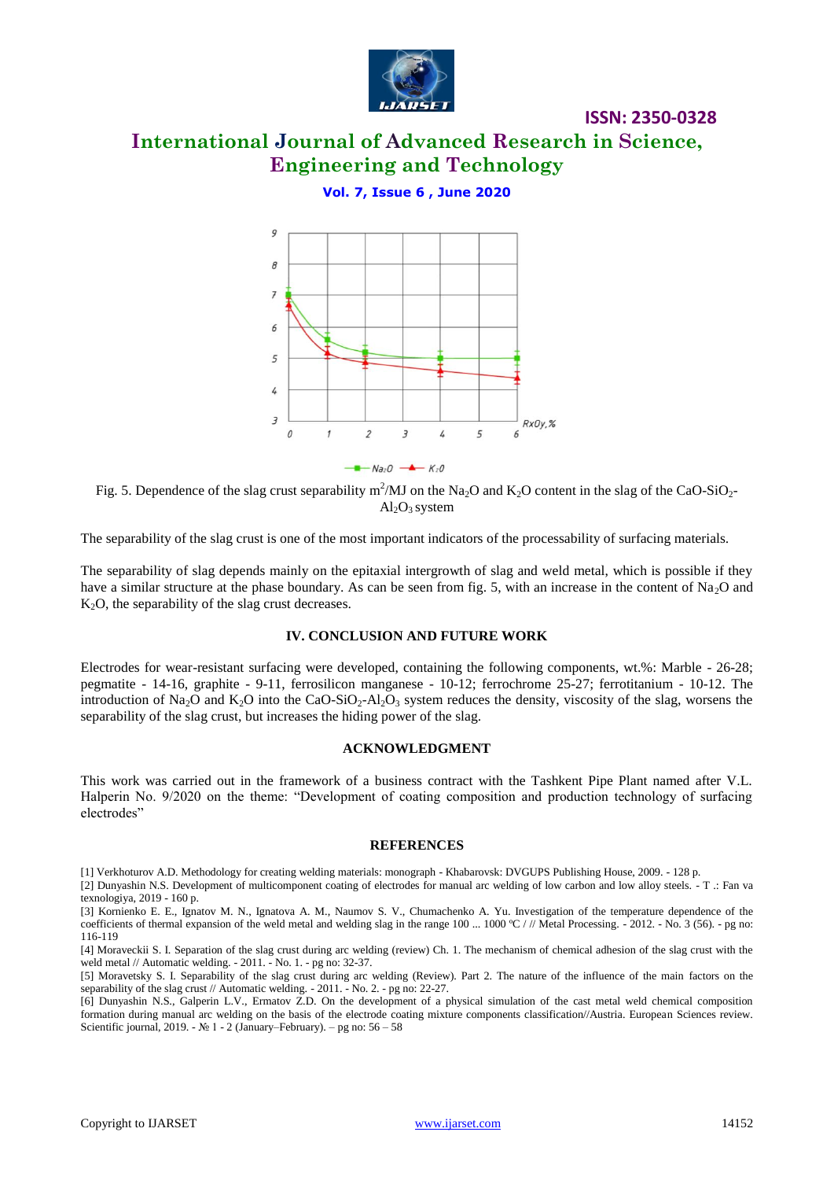Fig. 5. Dependence of the slag crust separability $m^2/MJ$ on the $Na_2O$ and $K_2O$ content in the slag of the $CaO$-$SiO_2$-$Al_2O_3$ system

The separability of the slag crust is one of the most important indicators of the processability of surfacing materials.

The separability of slag depends mainly on the epitaxial intergrowth of slag and weld metal, which is possible if they have a similar structure at the phase boundary. As can be seen from fig. 5, with an increase in the content of $Na_2O$ and $K_2O$, the separability of the slag crust decreases.

## IV. CONCLUSION AND FUTURE WORK

Electrodes for wear-resistant surfacing were developed, containing the following components, wt.%: Marble - 26-28; pegmatite - 14-16, graphite - 9-11, ferrosilicon manganese - 10-12; ferrochrome 25-27; ferrotitanium - 10-12. The introduction of $Na_2O$ and $K_2O$ into the $CaO$-$SiO_2$-$Al_2O_3$ system reduces the density, viscosity of the slag, worsens the separability of the slag crust, but increases the hiding power of the slag.

## ACKNOWLEDGMENT

This work was carried out in the framework of a business contract with the Tashkent Pipe Plant named after V.L. Halperin No. 9/2020 on the theme: "Development of coating composition and production technology of surfacing electrodes"

## REFERENCES

[1] Verkhoturov A.D. Methodology for creating welding materials: monograph - Khabarovsk: DVGUPS Publishing House, 2009. - 128 p.

[2] Dunyashin N.S. Development of multicomponent coating of electrodes for manual arc welding of low carbon and low alloy steels. - T .: Fan va texnologiya, 2019 - 160 p.

[3] Kornienko E. E., Ignatov M. N., Ignatova A. M., Naumov S. V., Chumachenko A. Yu. Investigation of the temperature dependence of the coefficients of thermal expansion of the weld metal and welding slag in the range 100 ... 1000 ºC / // Metal Processing. - 2012. - No. 3 (56). - pg no: 116-119

[4] Moraveckii S. I. Separation of the slag crust during arc welding (review) Ch. 1. The mechanism of chemical adhesion of the slag crust with the weld metal // Automatic welding. - 2011. - No. 1. - pg no: 32-37.

[5] Moravetsky S. I. Separability of the slag crust during arc welding (Review). Part 2. The nature of the influence of the main factors on the separability of the slag crust // Automatic welding. - 2011. - No. 2. - pg no: 22-27.

[6] Dunyashin N.S., Galperin L.V., Ermatov Z.D. On the development of a physical simulation of the cast metal weld chemical composition formation during manual arc welding on the basis of the electrode coating mixture components classification//Austria. European Sciences review. Scientific journal, 2019. - № 1 - 2 (January–February). – pg no: 56 – 58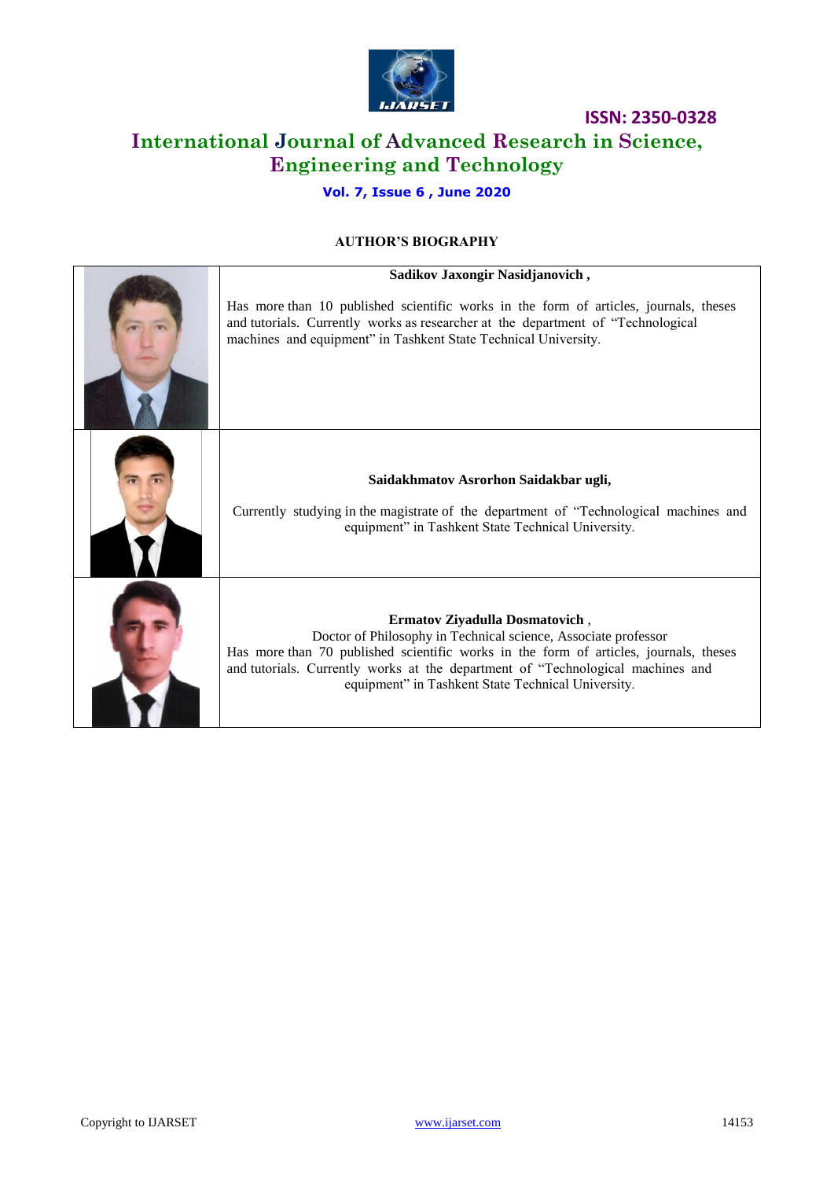### AUTHOR'S BIOGRAPHY

| | |
|---|---|
| | **Sadikov Jaxongir Nasidjanovich ,**<br><br>Has more than 10 published scientific works in the form of articles, journals, theses and tutorials. Currently works as researcher at the department of "Technological machines and equipment" in Tashkent State Technical University. |
| | **Saidakhmatov Asrorhon Saidakbar ugli,**<br><br>Currently studying in the magistrate of the department of "Technological machines and equipment" in Tashkent State Technical University. |
| | **Ermatov Ziyadulla Dosmatovich ,**<br>Doctor of Philosophy in Technical science, Associate professor<br>Has more than 70 published scientific works in the form of articles, journals, theses and tutorials. Currently works at the department of "Technological machines and equipment" in Tashkent State Technical University. |